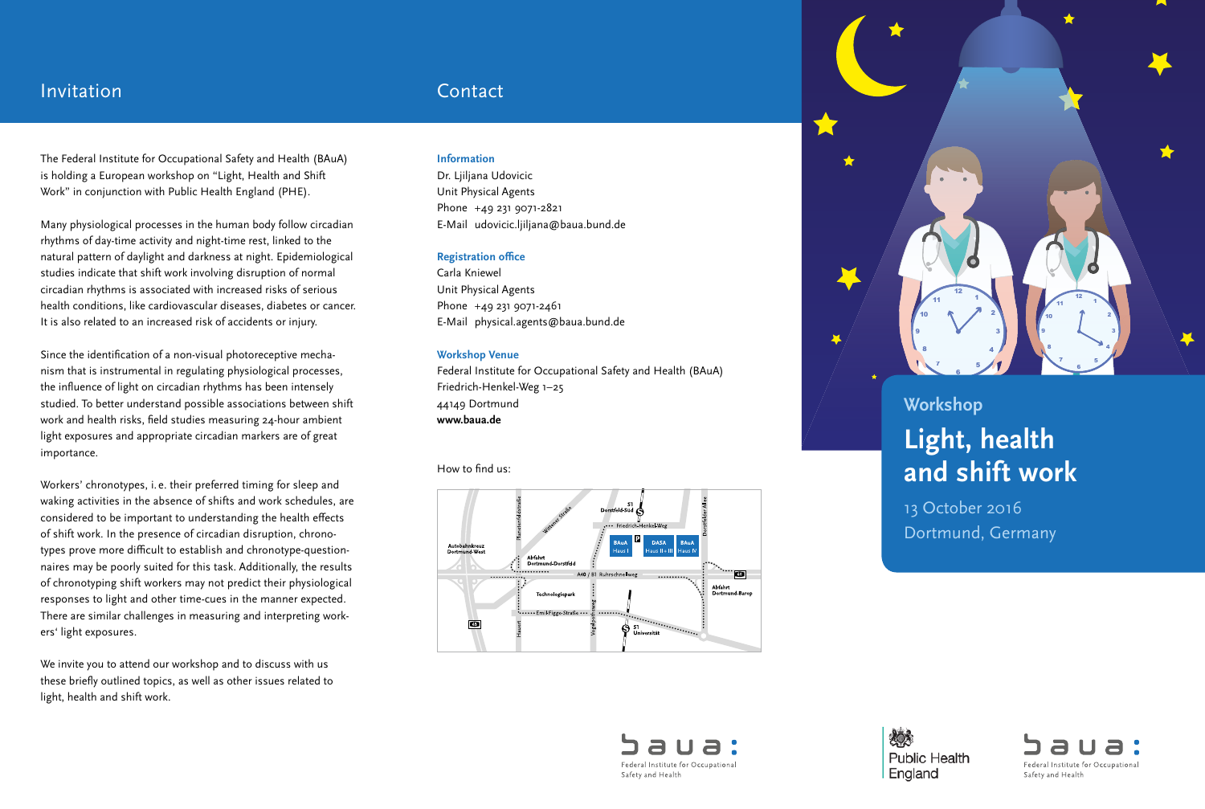## Invitation

The Federal Institute for Occupational Safety and Health (BAuA) is holding a European workshop on "Light, Health and Shift Work" in conjunction with Public Health England (PHE).

Many physiological processes in the human body follow circadian rhythms of day-time activity and night-time rest, linked to the natural pattern of daylight and darkness at night. Epidemiological studies indicate that shift work involving disruption of normal circadian rhythms is associated with increased risks of serious health conditions, like cardiovascular diseases, diabetes or cancer. It is also related to an increased risk of accidents or injury.

Since the identification of a non-visual photoreceptive mechanism that is instrumental in regulating physiological processes, the influence of light on circadian rhythms has been intensely studied. To better understand possible associations between shift work and health risks, field studies measuring 24-hour ambient light exposures and appropriate circadian markers are of great importance.

Workers' chronotypes, i.e. their preferred timing for sleep and waking activities in the absence of shifts and work schedules, are considered to be important to understanding the health effects of shift work. In the presence of circadian disruption, chronotypes prove more difficult to establish and chronotype-questionnaires may be poorly suited for this task. Additionally, the results of chronotyping shift workers may not predict their physiological responses to light and other time-cues in the manner expected. There are similar challenges in measuring and interpreting workers' light exposures.

We invite you to attend our workshop and to discuss with us these briefly outlined topics, as well as other issues related to light, health and shift work.

## Contact

**Information**
Dr. Ljiljana Udovicic
Unit Physical Agents
Phone +49 231 9071-2821
E-Mail udovicic.ljiljana@baua.bund.de

**Registration office**
Carla Kniewel
Unit Physical Agents
Phone +49 231 9071-2461
E-Mail physical.agents@baua.bund.de

**Workshop Venue**
Federal Institute for Occupational Safety and Health (BAuA)
Friedrich-Henkel-Weg 1–25
44149 Dortmund
**www.baua.de**

How to find us:

baua: Federal Institute for Occupational Safety and Health

# Workshop

# Light, health and shift work

13 October 2016
Dortmund, Germany

Public Health England

baua: Federal Institute for Occupational Safety and Health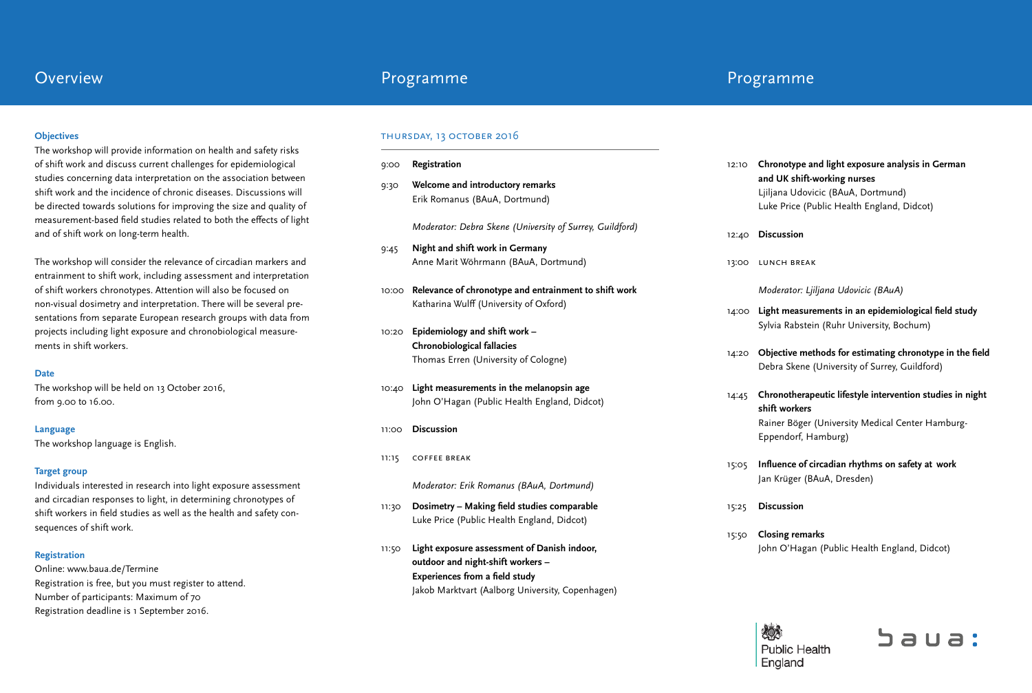## Overview

### Objectives

The workshop will provide information on health and safety risks of shift work and discuss current challenges for epidemiological studies concerning data interpretation on the association between shift work and the incidence of chronic diseases. Discussions will be directed towards solutions for improving the size and quality of measurement-based field studies related to both the effects of light and of shift work on long-term health.

The workshop will consider the relevance of circadian markers and entrainment to shift work, including assessment and interpretation of shift workers chronotypes. Attention will also be focused on non-visual dosimetry and interpretation. There will be several presentations from separate European research groups with data from projects including light exposure and chronobiological measurements in shift workers.

### Date

The workshop will be held on 13 October 2016, from 9.00 to 16.00.

### Language

The workshop language is English.

### Target group

Individuals interested in research into light exposure assessment and circadian responses to light, in determining chronotypes of shift workers in field studies as well as the health and safety consequences of shift work.

### Registration

Online: www.baua.de/Termine
Registration is free, but you must register to attend.
Number of participants: Maximum of 70
Registration deadline is 1 September 2016.

## Programme

### Thursday, 13 October 2016

9:00 **Registration**

9:30 **Welcome and introductory remarks**
Erik Romanus (BAuA, Dortmund)

*Moderator: Debra Skene (University of Surrey, Guildford)*

9:45 **Night and shift work in Germany**
Anne Marit Wöhrmann (BAuA, Dortmund)

10:00 **Relevance of chronotype and entrainment to shift work**
Katharina Wulff (University of Oxford)

10:20 **Epidemiology and shift work – Chronobiological fallacies**
Thomas Erren (University of Cologne)

10:40 **Light measurements in the melanopsin age**
John O'Hagan (Public Health England, Didcot)

11:00 **Discussion**

11:15 Coffee break

*Moderator: Erik Romanus (BAuA, Dortmund)*

11:30 **Dosimetry – Making field studies comparable**
Luke Price (Public Health England, Didcot)

11:50 **Light exposure assessment of Danish indoor, outdoor and night-shift workers – Experiences from a field study**
Jakob Marktvart (Aalborg University, Copenhagen)

## Programme

12:10 **Chronotype and light exposure analysis in German and UK shift-working nurses**
Ljiljana Udovicic (BAuA, Dortmund)
Luke Price (Public Health England, Didcot)

12:40 **Discussion**

13:00 Lunch break

*Moderator: Ljiljana Udovicic (BAuA)*

14:00 **Light measurements in an epidemiological field study**
Sylvia Rabstein (Ruhr University, Bochum)

14:20 **Objective methods for estimating chronotype in the field**
Debra Skene (University of Surrey, Guildford)

14:45 **Chronotherapeutic lifestyle intervention studies in night shift workers**
Rainer Böger (University Medical Center Hamburg-Eppendorf, Hamburg)

15:05 **Influence of circadian rhythms on safety at work**
Jan Krüger (BAuA, Dresden)

15:25 **Discussion**

15:50 **Closing remarks**
John O'Hagan (Public Health England, Didcot)

Public Health England

baua: